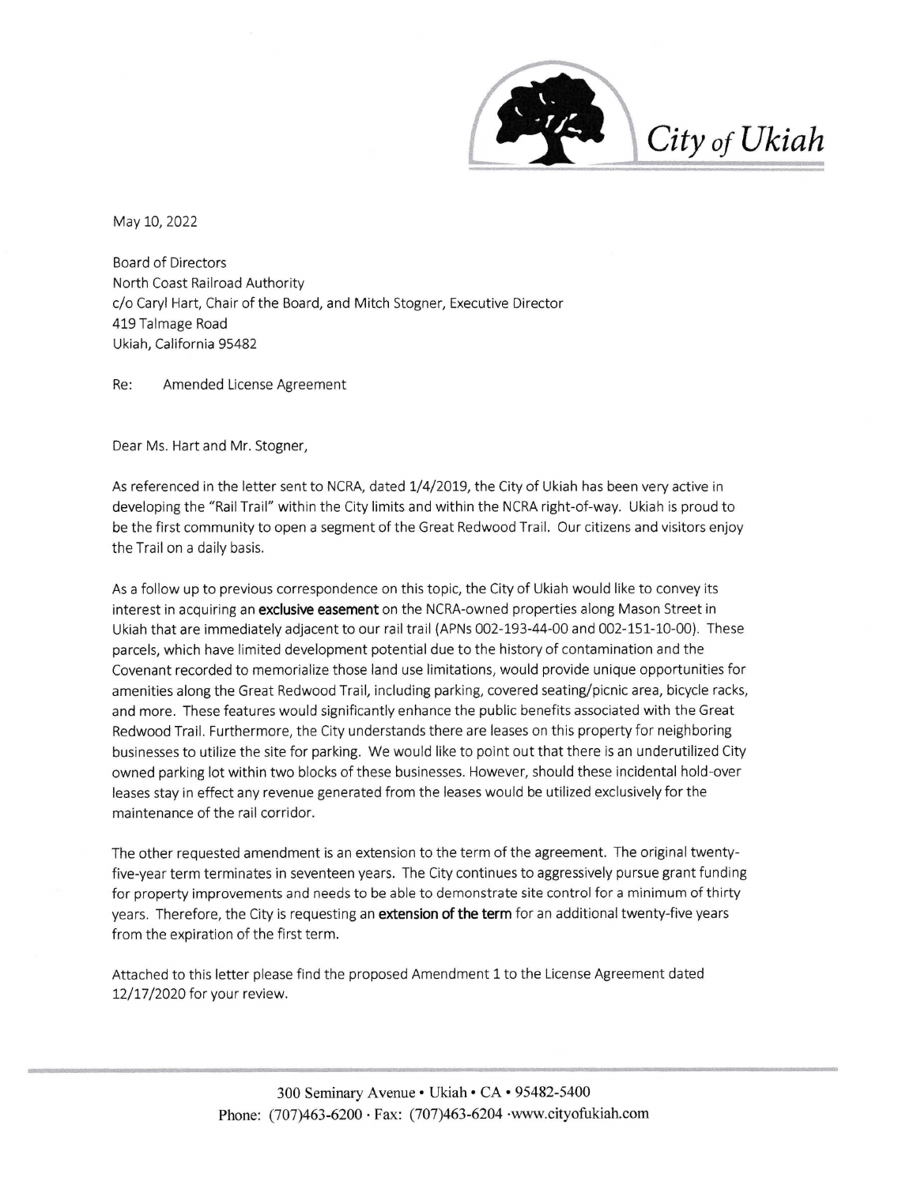City of Ukiah

May 10, 2022

Board of Directors
North Coast Railroad Authority
c/o Caryl Hart, Chair of the Board, and Mitch Stogner, Executive Director
419 Talmage Road
Ukiah, California 95482

Re: Amended License Agreement

Dear Ms. Hart and Mr. Stogner,

As referenced in the letter sent to NCRA, dated 1/4/2019, the City of Ukiah has been very active in developing the "Rail Trail" within the City limits and within the NCRA right-of-way. Ukiah is proud to be the first community to open a segment of the Great Redwood Trail. Our citizens and visitors enjoy the Trail on a daily basis.

As a follow up to previous correspondence on this topic, the City of Ukiah would like to convey its interest in acquiring an **exclusive easement** on the NCRA-owned properties along Mason Street in Ukiah that are immediately adjacent to our rail trail (APNs 002-193-44-00 and 002-151-10-00). These parcels, which have limited development potential due to the history of contamination and the Covenant recorded to memorialize those land use limitations, would provide unique opportunities for amenities along the Great Redwood Trail, including parking, covered seating/picnic area, bicycle racks, and more. These features would significantly enhance the public benefits associated with the Great Redwood Trail. Furthermore, the City understands there are leases on this property for neighboring businesses to utilize the site for parking. We would like to point out that there is an underutilized City owned parking lot within two blocks of these businesses. However, should these incidental hold-over leases stay in effect any revenue generated from the leases would be utilized exclusively for the maintenance of the rail corridor.

The other requested amendment is an extension to the term of the agreement. The original twenty-five-year term terminates in seventeen years. The City continues to aggressively pursue grant funding for property improvements and needs to be able to demonstrate site control for a minimum of thirty years. Therefore, the City is requesting an **extension of the term** for an additional twenty-five years from the expiration of the first term.

Attached to this letter please find the proposed Amendment 1 to the License Agreement dated 12/17/2020 for your review.

300 Seminary Avenue • Ukiah • CA • 95482-5400
Phone: (707)463-6200 · Fax: (707)463-6204 ·www.cityofukiah.com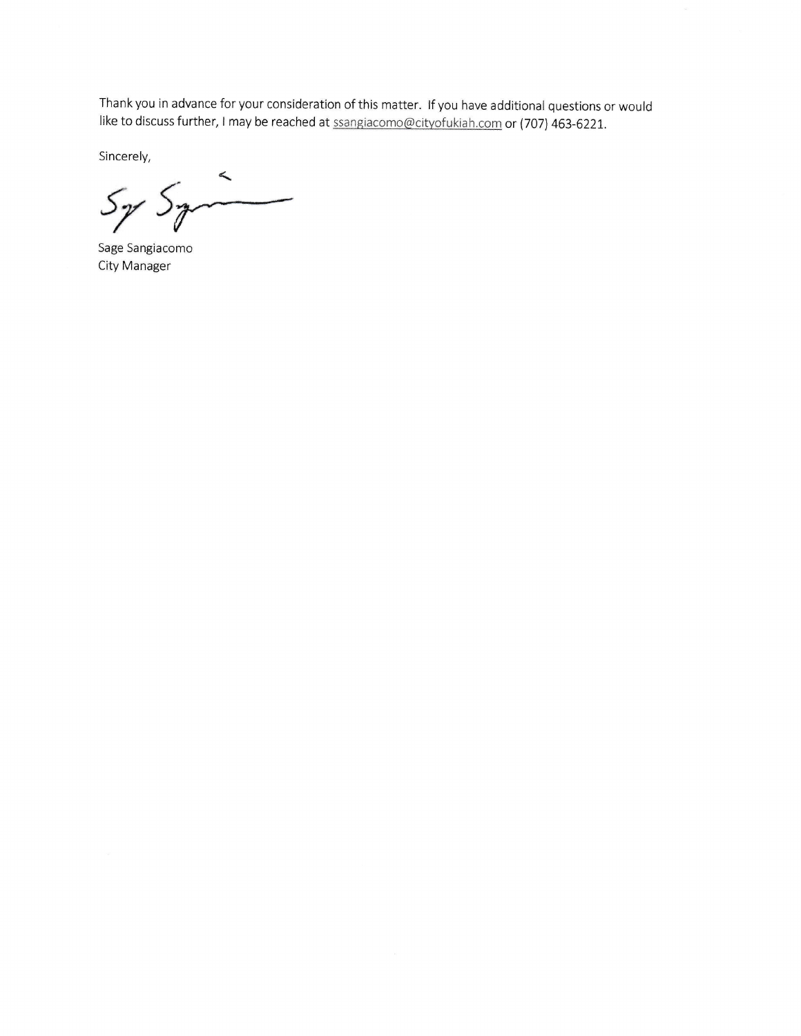Thank you in advance for your consideration of this matter. If you have additional questions or would like to discuss further, I may be reached at ssangiacomo@cityofukiah.com or (707) 463-6221.

Sincerely,

Sage Sangiacomo
City Manager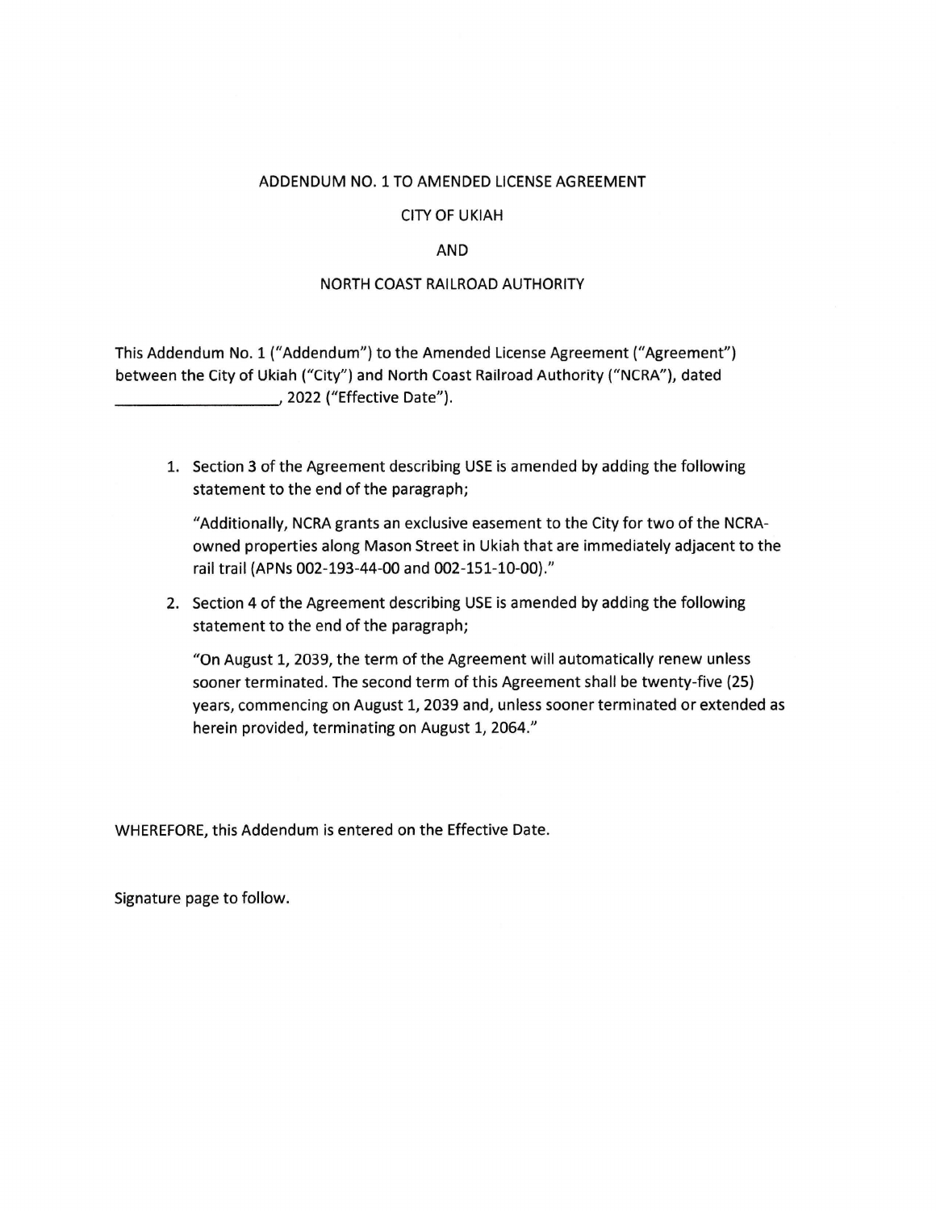ADDENDUM NO. 1 TO AMENDED LICENSE AGREEMENT

CITY OF UKIAH

AND

NORTH COAST RAILROAD AUTHORITY

This Addendum No. 1 ("Addendum") to the Amended License Agreement ("Agreement") between the City of Ukiah ("City") and North Coast Railroad Authority ("NCRA"), dated ____________________, 2022 ("Effective Date").

1. Section 3 of the Agreement describing USE is amended by adding the following statement to the end of the paragraph;

   "Additionally, NCRA grants an exclusive easement to the City for two of the NCRA-owned properties along Mason Street in Ukiah that are immediately adjacent to the rail trail (APNs 002-193-44-00 and 002-151-10-00)."

2. Section 4 of the Agreement describing USE is amended by adding the following statement to the end of the paragraph;

   "On August 1, 2039, the term of the Agreement will automatically renew unless sooner terminated. The second term of this Agreement shall be twenty-five (25) years, commencing on August 1, 2039 and, unless sooner terminated or extended as herein provided, terminating on August 1, 2064."

WHEREFORE, this Addendum is entered on the Effective Date.

Signature page to follow.